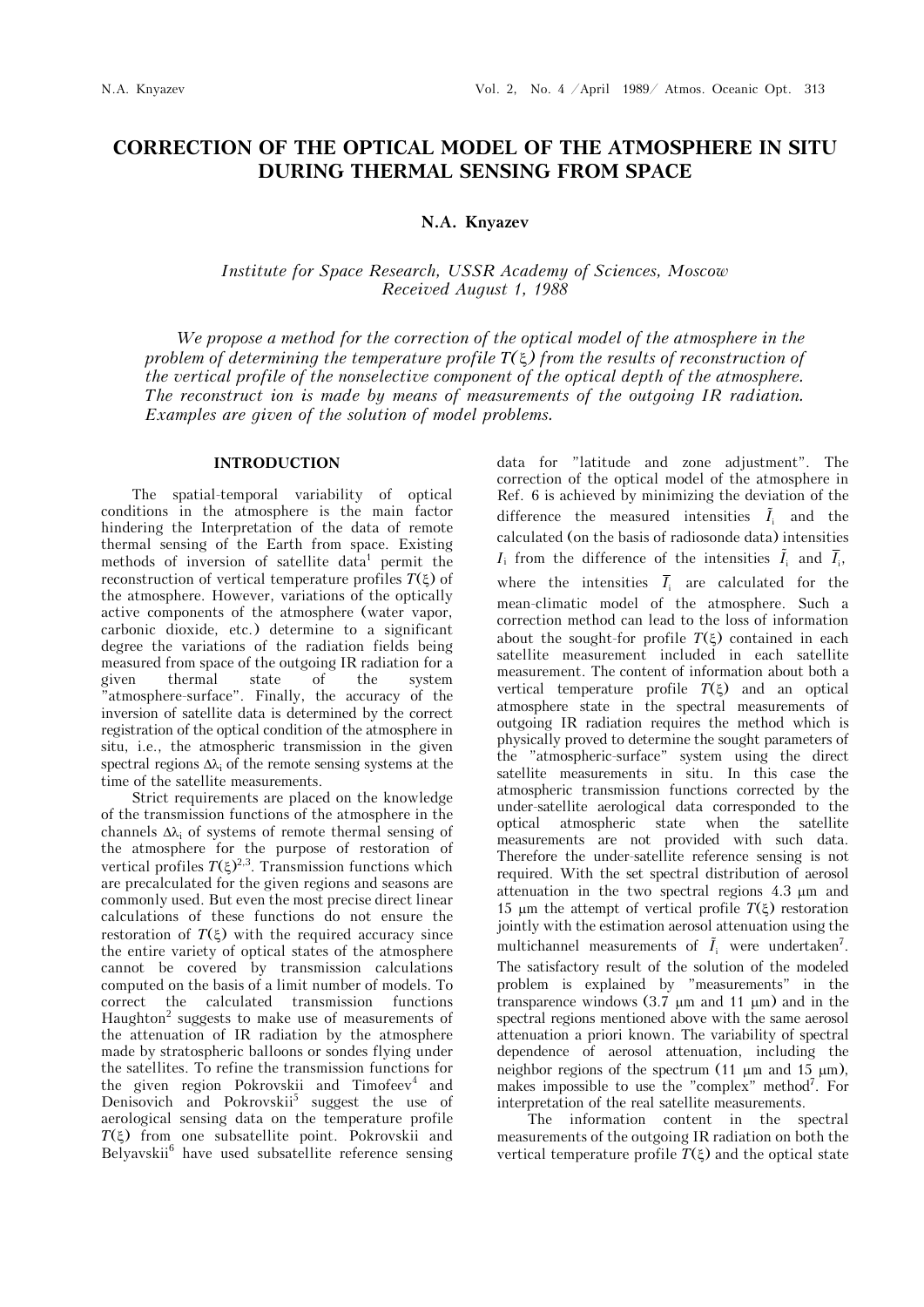# CORRECTION OF THE OPTICAL MODEL OF THE ATMOSPHERE IN SITU DURING THERMAL SENSING FROM SPACE

**N.A. Knyazev**

*Institute for Space Research, USSR Academy of Sciences, Moscow*
*Received August 1, 1988*

*We propose a method for the correction of the optical model of the atmosphere in the problem of determining the temperature profile $T(\xi)$ from the results of reconstruction of the vertical profile of the nonselective component of the optical depth of the atmosphere. The reconstruct ion is made by means of measurements of the outgoing IR radiation. Examples are given of the solution of model problems.*

## INTRODUCTION

The spatial-temporal variability of optical conditions in the atmosphere is the main factor hindering the Interpretation of the data of remote thermal sensing of the Earth from space. Existing methods of inversion of satellite data[1] permit the reconstruction of vertical temperature profiles $T(\xi)$ of the atmosphere. However, variations of the optically active components of the atmosphere (water vapor, carbonic dioxide, etc.) determine to a significant degree the variations of the radiation fields being measured from space of the outgoing IR radiation for a given thermal state of the system "atmosphere-surface". Finally, the accuracy of the inversion of satellite data is determined by the correct registration of the optical condition of the atmosphere in situ, i.e., the atmospheric transmission in the given spectral regions $\Delta\lambda_i$ of the remote sensing systems at the time of the satellite measurements.

Strict requirements are placed on the knowledge of the transmission functions of the atmosphere in the channels $\Delta\lambda_i$ of systems of remote thermal sensing of the atmosphere for the purpose of restoration of vertical profiles $T(\xi)$[2,3]. Transmission functions which are precalculated for the given regions and seasons are commonly used. But even the most precise direct linear calculations of these functions do not ensure the restoration of $T(\xi)$ with the required accuracy since the entire variety of optical states of the atmosphere cannot be covered by transmission calculations computed on the basis of a limit number of models. To correct the calculated transmission functions Haughton[2] suggests to make use of measurements of the attenuation of IR radiation by the atmosphere made by stratospheric balloons or sondes flying under the satellites. To refine the transmission functions for the given region Pokrovskii and Timofeev[4] and Denisovich and Pokrovskii[5] suggest the use of aerological sensing data on the temperature profile $T(\xi)$ from one subsatellite point. Pokrovskii and Belyavskii[6] have used subsatellite reference sensing data for "latitude and zone adjustment". The correction of the optical model of the atmosphere in Ref. 6 is achieved by minimizing the deviation of the difference the measured intensities $\tilde{I}_i$ and the calculated (on the basis of radiosonde data) intensities $I_i$ from the difference of the intensities $\tilde{I}_i$ and $\bar{I}_i$, where the intensities $\bar{I}_i$ are calculated for the mean-climatic model of the atmosphere. Such a correction method can lead to the loss of information about the sought-for profile $T(\xi)$ contained in each satellite measurement included in each satellite measurement. The content of information about both a vertical temperature profile $T(\xi)$ and an optical atmosphere state in the spectral measurements of outgoing IR radiation requires the method which is physically proved to determine the sought parameters of the "atmospheric-surface" system using the direct satellite measurements in situ. In this case the atmospheric transmission functions corrected by the under-satellite aerological data corresponded to the optical atmospheric state when the satellite measurements are not provided with such data. Therefore the under-satellite reference sensing is not required. With the set spectral distribution of aerosol attenuation in the two spectral regions 4.3 μm and 15 μm the attempt of vertical profile $T(\xi)$ restoration jointly with the estimation aerosol attenuation using the multichannel measurements of $\tilde{I}_i$ were undertaken[7]. The satisfactory result of the solution of the modeled problem is explained by "measurements" in the transparence windows (3.7 μm and 11 μm) and in the spectral regions mentioned above with the same aerosol attenuation a priori known. The variability of spectral dependence of aerosol attenuation, including the neighbor regions of the spectrum (11 μm and 15 μm), makes impossible to use the "complex" method[7]. For interpretation of the real satellite measurements.

The information content in the spectral measurements of the outgoing IR radiation on both the vertical temperature profile $T(\xi)$ and the optical state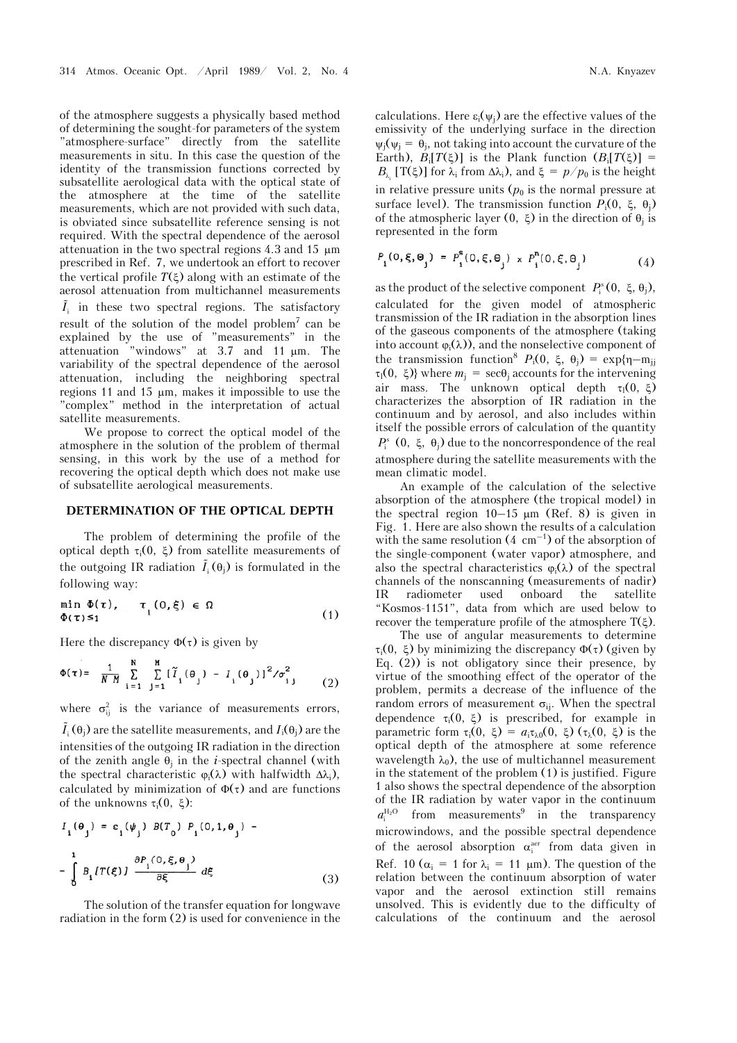of the atmosphere suggests a physically based method of determining the sought-for parameters of the system "atmosphere-surface" directly from the satellite measurements in situ. In this case the question of the identity of the transmission functions corrected by subsatellite aerological data with the optical state of the atmosphere at the time of the satellite measurements, which are not provided with such data, is obviated since subsatellite reference sensing is not required. With the spectral dependence of the aerosol attenuation in the two spectral regions 4.3 and 15 μm prescribed in Ref. 7, we undertook an effort to recover the vertical profile $T(\xi)$ along with an estimate of the aerosol attenuation from multichannel measurements $\tilde{I}_i$ in these two spectral regions. The satisfactory result of the solution of the model problem[7] can be explained by the use of "measurements" in the attenuation "windows" at 3.7 and 11 μm. The variability of the spectral dependence of the aerosol attenuation, including the neighboring spectral regions 11 and 15 μm, makes it impossible to use the "complex" method in the interpretation of actual satellite measurements.

We propose to correct the optical model of the atmosphere in the solution of the problem of thermal sensing, in this work by the use of a method for recovering the optical depth which does not make use of subsatellite aerological measurements.

## DETERMINATION OF THE OPTICAL DEPTH

The problem of determining the profile of the optical depth $\tau_i(0, \xi)$ from satellite measurements of the outgoing IR radiation $\tilde{I}_i(\theta_j)$ is formulated in the following way:

$$\min_{\Phi(\tau)\leq 1} \Phi(\tau), \qquad \tau_i(0,\xi) \in \Omega \tag{1}$$

Here the discrepancy $\Phi(\tau)$ is given by

$$\Phi(\tau) = \frac{1}{N\,M} \sum_{i=1}^{N} \sum_{j=1}^{M} [\tilde{I}_i(\theta_j) - I_i(\theta_j)]^2/\sigma_{ij}^2 \tag{2}$$

where $\sigma_{ij}^2$ is the variance of measurements errors, $\tilde{I}_i(\theta_j)$ are the satellite measurements, and $I_i(\theta_j)$ are the intensities of the outgoing IR radiation in the direction of the zenith angle $\theta_j$ in the $i$-spectral channel (with the spectral characteristic $\varphi_i(\lambda)$ with halfwidth $\Delta\lambda_i$), calculated by minimization of $\Phi(\tau)$ and are functions of the unknowns $\tau_i(0, \xi)$:

$$I_i(\theta_j) = \varepsilon_i(\psi_j)\, B(T_0)\, P_i(0,1,\theta_j) - \int_0^1 B_i[T(\xi)]\, \frac{\partial P_i(0,\xi,\theta_j)}{\partial \xi}\, d\xi \tag{3}$$

The solution of the transfer equation for longwave radiation in the form (2) is used for convenience in the calculations. Here $\varepsilon_i(\psi_j)$ are the effective values of the emissivity of the underlying surface in the direction $\psi_j(\psi_j = \theta_j$, not taking into account the curvature of the Earth), $B_i[T(\xi)]$ is the Plank function ($B_i[T(\xi)] = B_{\lambda_i}[T(\xi)]$ for $\lambda_i$ from $\Delta\lambda_i$), and $\xi = p/p_0$ is the height in relative pressure units ($p_0$ is the normal pressure at surface level). The transmission function $P_i(0, \xi, \theta_j)$ of the atmospheric layer $(0, \xi)$ in the direction of $\theta_j$ is represented in the form

$$P_i(0,\xi,\theta_j) = P_i^s(0,\xi,\theta_j) \times P_i^n(0,\xi,\theta_j) \tag{4}$$

as the product of the selective component $P_i^s(0, \xi, \theta_j)$, calculated for the given model of atmospheric transmission of the IR radiation in the absorption lines of the gaseous components of the atmosphere (taking into account $\varphi_i(\lambda)$), and the nonselective component of the transmission function[8] $P_i(0, \xi, \theta_j) = \exp\{\eta - m_{jj}\, \tau_i(0, \xi)\}$ where $m_j = \sec\theta_j$ accounts for the intervening air mass. The unknown optical depth $\tau_i(0, \xi)$ characterizes the absorption of IR radiation in the continuum and by aerosol, and also includes within itself the possible errors of calculation of the quantity $P_i^s(0, \xi, \theta_j)$ due to the noncorrespondence of the real atmosphere during the satellite measurements with the mean climatic model.

An example of the calculation of the selective absorption of the atmosphere (the tropical model) in the spectral region 10–15 μm (Ref. 8) is given in Fig. 1. Here are also shown the results of a calculation with the same resolution (4 $cm^{-1}$) of the absorption of the single-component (water vapor) atmosphere, and also the spectral characteristics $\varphi_i(\lambda)$ of the spectral channels of the nonscanning (measurements of nadir) IR radiometer used onboard the satellite "Kosmos-1151", data from which are used below to recover the temperature profile of the atmosphere $T(\xi)$.

The use of angular measurements to determine $\tau_i(0, \xi)$ by minimizing the discrepancy $\Phi(\tau)$ (given by Eq. (2)) is not obligatory since their presence, by virtue of the smoothing effect of the operator of the problem, permits a decrease of the influence of the random errors of measurement $\sigma_{ij}$. When the spectral dependence $\tau_i(0, \xi)$ is prescribed, for example in parametric form $\tau_i(0, \xi) = a_i \tau_{\lambda 0}(0, \xi)$ ($\tau_\lambda(0, \xi)$ is the optical depth of the atmosphere at some reference wavelength $\lambda_0$), the use of multichannel measurement in the statement of the problem (1) is justified. Figure 1 also shows the spectral dependence of the absorption of the IR radiation by water vapor in the continuum $a_i^{H_2O}$ from measurements[9] in the transparency microwindows, and the possible spectral dependence of the aerosol absorption $\alpha_i^{aer}$ from data given in Ref. 10 ($\alpha_i = 1$ for $\lambda_i = 11$ μm). The question of the relation between the continuum absorption of water vapor and the aerosol extinction still remains unsolved. This is evidently due to the difficulty of calculations of the continuum and the aerosol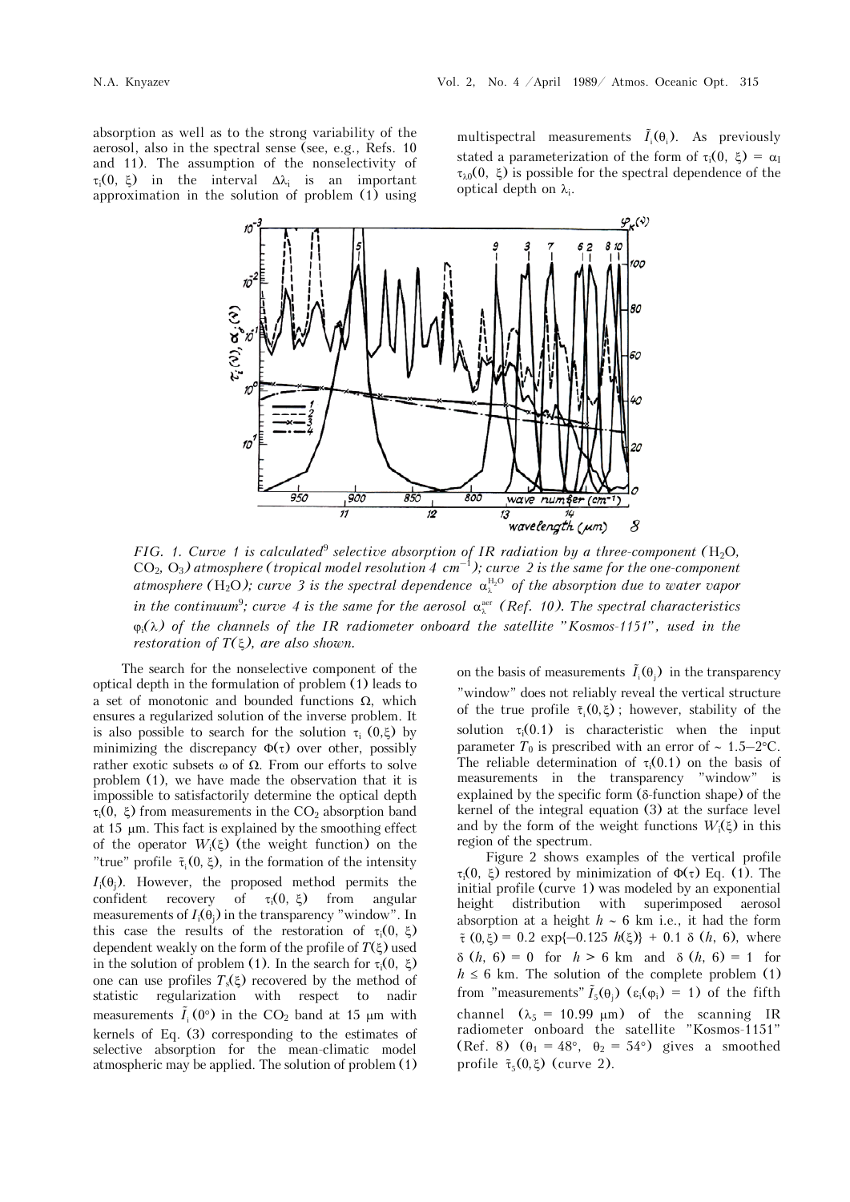absorption as well as to the strong variability of the aerosol, also in the spectral sense (see, e.g., Refs. 10 and 11). The assumption of the nonselectivity of $\tau_i(0, \xi)$ in the interval $\Delta\lambda_i$ is an important approximation in the solution of problem (1) using multispectral measurements $\tilde{I}_i(\theta_i)$. As previously stated a parameterization of the form of $\tau_i(0, \xi) = \alpha_I \tau_{\lambda 0}(0, \xi)$ is possible for the spectral dependence of the optical depth on $\lambda_i$.

*FIG. 1. Curve 1 is calculated[9] selective absorption of IR radiation by a three-component ($H_2O$, $CO_2$, $O_3$) atmosphere (tropical model resolution 4 $cm^{-1}$); curve 2 is the same for the one-component atmosphere ($H_2O$); curve 3 is the spectral dependence $\alpha_\lambda^{H_2O}$ of the absorption due to water vapor in the continuum[9]; curve 4 is the same for the aerosol $\alpha_\lambda^{aer}$ (Ref. 10). The spectral characteristics $\varphi_i(\lambda)$ of the channels of the IR radiometer onboard the satellite "Kosmos-1151", used in the restoration of $T(\xi)$, are also shown.*

The search for the nonselective component of the optical depth in the formulation of problem (1) leads to a set of monotonic and bounded functions $\Omega$, which ensures a regularized solution of the inverse problem. It is also possible to search for the solution $\tau_i(0,\xi)$ by minimizing the discrepancy $\Phi(\tau)$ over other, possibly rather exotic subsets $\omega$ of $\Omega$. From our efforts to solve problem (1), we have made the observation that it is impossible to satisfactorily determine the optical depth $\tau_i(0, \xi)$ from measurements in the $CO_2$ absorption band at 15 μm. This fact is explained by the smoothing effect of the operator $W_i(\xi)$ (the weight function) on the "true" profile $\bar{\tau}_i(0, \xi)$, in the formation of the intensity $I_i(\theta_j)$. However, the proposed method permits the confident recovery of $\tau_i(0, \xi)$ from angular measurements of $I_i(\theta_j)$ in the transparency "window". In this case the results of the restoration of $\tau_i(0, \xi)$ dependent weakly on the form of the profile of $T(\xi)$ used in the solution of problem (1). In the search for $\tau_i(0, \xi)$ one can use profiles $T_s(\xi)$ recovered by the method of statistic regularization with respect to nadir measurements $\tilde{I}_i(0°)$ in the $CO_2$ band at 15 μm with kernels of Eq. (3) corresponding to the estimates of selective absorption for the mean-climatic model atmospheric may be applied. The solution of problem (1) on the basis of measurements $\tilde{I}_i(\theta_j)$ in the transparency "window" does not reliably reveal the vertical structure of the true profile $\bar{\tau}_i(0,\xi)$; however, stability of the solution $\tau_i(0.1)$ is characteristic when the input parameter $T_0$ is prescribed with an error of ~ 1.5–2°C. The reliable determination of $\tau_i(0.1)$ on the basis of measurements in the transparency "window" is explained by the specific form (δ-function shape) of the kernel of the integral equation (3) at the surface level and by the form of the weight functions $W_i(\xi)$ in this region of the spectrum.

Figure 2 shows examples of the vertical profile $\tau_i(0, \xi)$ restored by minimization of $\Phi(\tau)$ Eq. (1). The initial profile (curve 1) was modeled by an exponential height distribution with superimposed aerosol absorption at a height $h$ ~ 6 km i.e., it had the form $\bar{\tau}(0,\xi) = 0.2 \exp\{-0.125\ h(\xi)\} + 0.1\ \delta\ (h, 6)$, where $\delta\ (h, 6) = 0$ for $h > 6$ km and $\delta\ (h, 6) = 1$ for $h \leq 6$ km. The solution of the complete problem (1) from "measurements" $\tilde{I}_5(\theta_j)$ ($\varepsilon_i(\varphi_i) = 1$) of the fifth channel ($\lambda_5$ = 10.99 μm) of the scanning IR radiometer onboard the satellite "Kosmos-1151" (Ref. 8) ($\theta_1 = 48°$, $\theta_2 = 54°$) gives a smoothed profile $\bar{\tau}_5(0,\xi)$ (curve 2).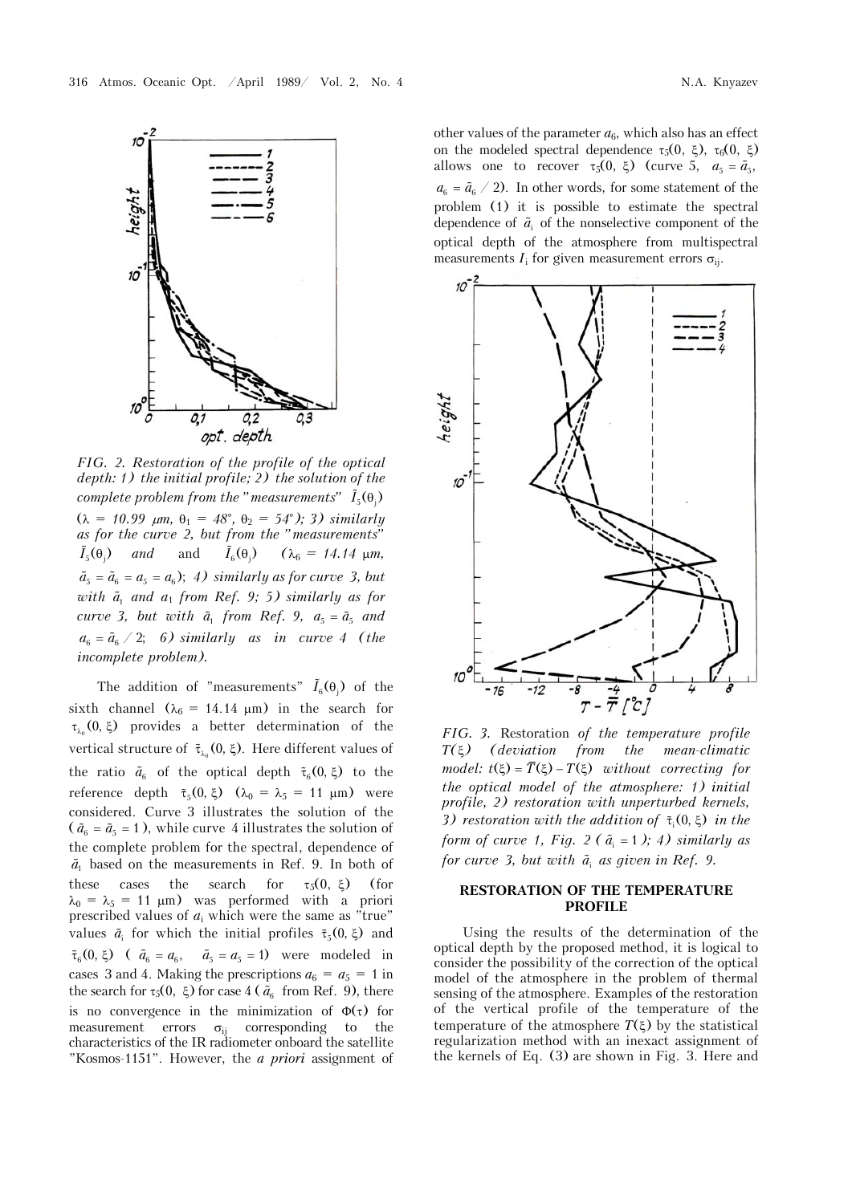FIG. 2. *Restoration of the profile of the optical depth: 1) the initial profile; 2) the solution of the complete problem from the "measurements" $\tilde{I}_5(\theta_j)$ ($\lambda = 10.99$ μm, $\theta_1 = 48°$, $\theta_2 = 54°$); 3) similarly as for the curve 2, but from the "measurements" $\tilde{I}_5(\theta_j)$ and* and *$\tilde{I}_6(\theta_j)$ ($\lambda_6 = 14.14$ μm, $\tilde{a}_5 = \tilde{a}_6 = a_5 = a_6$); 4) similarly as for curve 3, but with $\tilde{a}_1$ and $a_1$ from Ref. 9; 5) similarly as for curve 3, but with $\tilde{a}_1$ from Ref. 9, $a_5 = \tilde{a}_5$ and $a_6 = \tilde{a}_6 / 2$; 6) similarly as in curve 4 (the incomplete problem).*

The addition of "measurements" $\tilde{I}_6(\theta_j)$ of the sixth channel ($\lambda_6 = 14.14$ μm) in the search for $\tau_{\lambda_0}(0, \xi)$ provides a better determination of the vertical structure of $\tilde{\tau}_{\lambda_0}(0, \xi)$. Here different values of the ratio $\tilde{a}_6$ of the optical depth $\tilde{\tau}_6(0, \xi)$ to the reference depth $\tilde{\tau}_5(0, \xi)$ ($\lambda_0 = \lambda_5 = 11$ μm) were considered. Curve 3 illustrates the solution of the ($\tilde{a}_6 = \tilde{a}_5 = 1$), while curve 4 illustrates the solution of the complete problem for the spectral, dependence of $\tilde{a}_1$ based on the measurements in Ref. 9. In both of these cases the search for $\tau_5(0, \xi)$ (for $\lambda_0 = \lambda_5 = 11$ μm) was performed with a priori prescribed values of $a_i$ which were the same as "true" values $\tilde{a}_i$ for which the initial profiles $\tilde{\tau}_5(0, \xi)$ and $\tilde{\tau}_6(0, \xi)$ ($\tilde{a}_6 = a_6$, $\tilde{a}_5 = a_5 = 1$) were modeled in cases 3 and 4. Making the prescriptions $a_6 = a_5 = 1$ in the search for $\tau_5(0, \xi)$ for case 4 ($\tilde{a}_6$ from Ref. 9), there is no convergence in the minimization of $\Phi(\tau)$ for measurement errors $\sigma_{ij}$ corresponding to the characteristics of the IR radiometer onboard the satellite "Kosmos-1151". However, the *a priori* assignment of other values of the parameter $a_6$, which also has an effect on the modeled spectral dependence $\tau_5(0, \xi)$, $\tau_6(0, \xi)$ allows one to recover $\tau_5(0, \xi)$ (curve 5, $a_5 = \tilde{a}_5$, $a_6 = \tilde{a}_6 / 2$). In other words, for some statement of the problem (1) it is possible to estimate the spectral dependence of $\tilde{a}_i$ of the nonselective component of the optical depth of the atmosphere from multispectral measurements $I_i$ for given measurement errors $\sigma_{ij}$.

FIG. 3. Restoration *of the temperature profile $T(\xi)$ (deviation from the mean-climatic model: $t(\xi) = \bar{T}(\xi) - T(\xi)$ without correcting for the optical model of the atmosphere: 1) initial profile, 2) restoration with unperturbed kernels, 3) restoration with the addition of $\tilde{\tau}_i(0, \xi)$ in the form of curve 1, Fig. 2 ($\tilde{a}_i = 1$); 4) similarly as for curve 3, but with $\tilde{a}_i$ as given in Ref. 9.*

## RESTORATION OF THE TEMPERATURE PROFILE

Using the results of the determination of the optical depth by the proposed method, it is logical to consider the possibility of the correction of the optical model of the atmosphere in the problem of thermal sensing of the atmosphere. Examples of the restoration of the vertical profile of the temperature of the temperature of the atmosphere $T(\xi)$ by the statistical regularization method with an inexact assignment of the kernels of Eq. (3) are shown in Fig. 3. Here and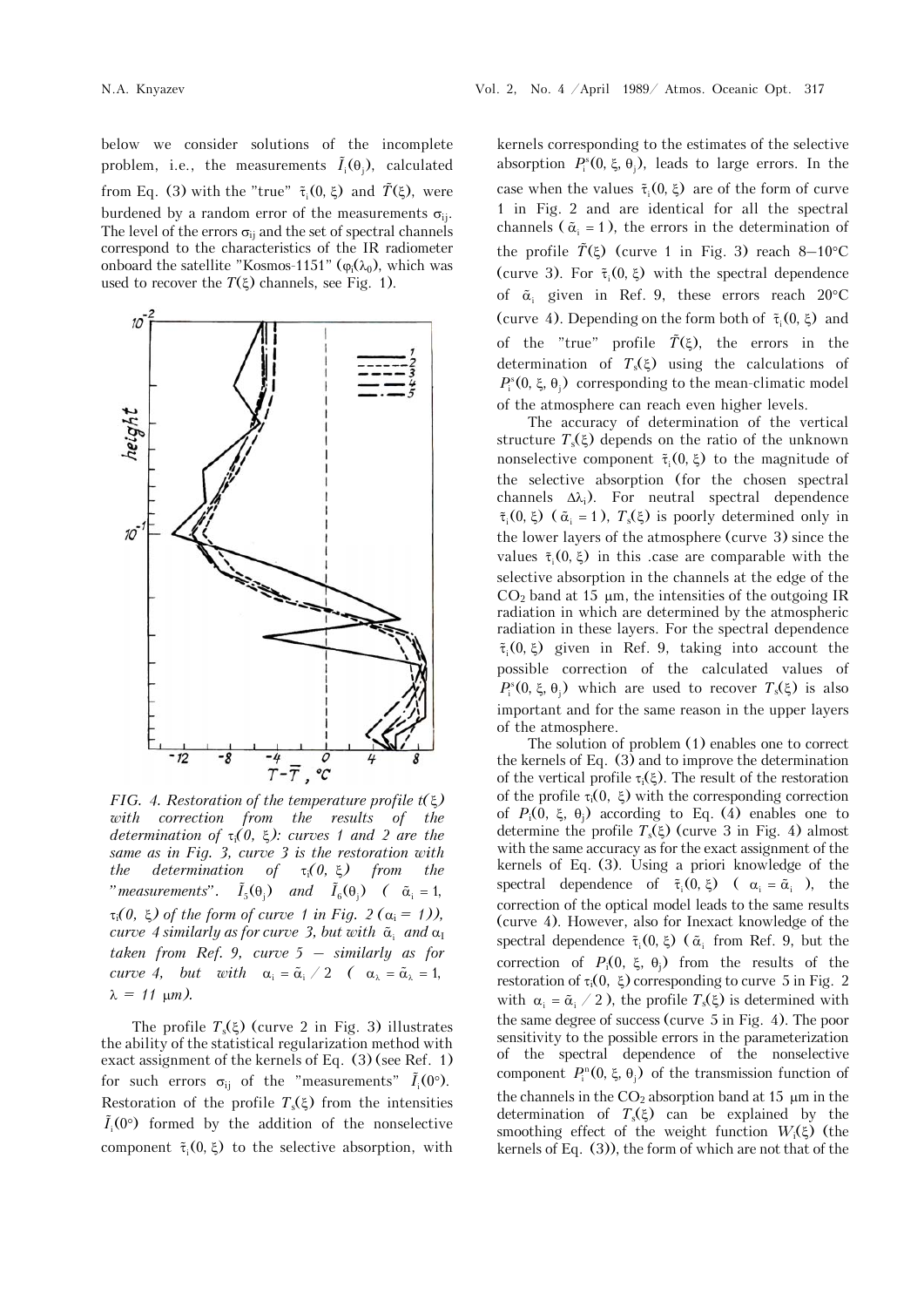below we consider solutions of the incomplete problem, i.e., the measurements $\tilde{I}_i(\theta_j)$, calculated from Eq. (3) with the "true" $\tilde{\tau}_i(0, \xi)$ and $\tilde{T}(\xi)$, were burdened by a random error of the measurements $\sigma_{ij}$. The level of the errors $\sigma_{ij}$ and the set of spectral channels correspond to the characteristics of the IR radiometer onboard the satellite "Kosmos-1151" ($\varphi_i(\lambda_0)$, which was used to recover the $T(\xi)$ channels, see Fig. 1).

FIG. 4. *Restoration of the temperature profile $t(\xi)$ with correction from the results of the determination of $\tau_i(0, \xi)$: curves 1 and 2 are the same as in Fig. 3, curve 3 is the restoration with the determination of $\tau_i(0, \xi)$ from the "measurements". $\tilde{I}_5(\theta_j)$ and $\tilde{I}_6(\theta_j)$ ( $\tilde{\alpha}_i = 1$, $\tau_i(0, \xi)$ of the form of curve 1 in Fig. 2 ($\alpha_i = 1$)), curve 4 similarly as for curve 3, but with $\tilde{\alpha}_i$ and $\alpha_I$ taken from Ref. 9, curve 5 – similarly as for curve 4, but with $\alpha_i = \tilde{\alpha}_i / 2$ ( $\alpha_\lambda = \tilde{\alpha}_\lambda = 1$, $\lambda = 11$ μm).*

The profile $T_s(\xi)$ (curve 2 in Fig. 3) illustrates the ability of the statistical regularization method with exact assignment of the kernels of Eq. (3) (see Ref. 1) for such errors $\sigma_{ij}$ of the "measurements" $\tilde{I}_i(0°)$. Restoration of the profile $T_s(\xi)$ from the intensities $\tilde{I}_i(0°)$ formed by the addition of the nonselective component $\tilde{\tau}_i(0, \xi)$ to the selective absorption, with kernels corresponding to the estimates of the selective absorption $P_i^s(0, \xi, \theta_j)$, leads to large errors. In the case when the values $\tilde{\tau}_i(0, \xi)$ are of the form of curve 1 in Fig. 2 and are identical for all the spectral channels ( $\tilde{\alpha}_i = 1$ ), the errors in the determination of the profile $\tilde{T}(\xi)$ (curve 1 in Fig. 3) reach 8–10°C (curve 3). For $\tilde{\tau}_i(0, \xi)$ with the spectral dependence of $\tilde{\alpha}_i$ given in Ref. 9, these errors reach 20°C (curve 4). Depending on the form both of $\tilde{\tau}_i(0, \xi)$ and of the "true" profile $\tilde{T}(\xi)$, the errors in the determination of $T_s(\xi)$ using the calculations of $P_i^s(0, \xi, \theta_j)$ corresponding to the mean-climatic model of the atmosphere can reach even higher levels.

The accuracy of determination of the vertical structure $T_s(\xi)$ depends on the ratio of the unknown nonselective component $\tilde{\tau}_i(0, \xi)$ to the magnitude of the selective absorption (for the chosen spectral channels $\Delta\lambda_i$). For neutral spectral dependence $\tilde{\tau}_i(0, \xi)$ ( $\tilde{\alpha}_i = 1$ ), $T_s(\xi)$ is poorly determined only in the lower layers of the atmosphere (curve 3) since the values $\tilde{\tau}_i(0, \xi)$ in this .case are comparable with the selective absorption in the channels at the edge of the $CO_2$ band at 15 μm, the intensities of the outgoing IR radiation in which are determined by the atmospheric radiation in these layers. For the spectral dependence $\tilde{\tau}_i(0, \xi)$ given in Ref. 9, taking into account the possible correction of the calculated values of $P_i^s(0, \xi, \theta_j)$ which are used to recover $T_s(\xi)$ is also important and for the same reason in the upper layers of the atmosphere.

The solution of problem (1) enables one to correct the kernels of Eq. (3) and to improve the determination of the vertical profile $\tau_i(\xi)$. The result of the restoration of the profile $\tau_i(0, \xi)$ with the corresponding correction of $P_i(0, \xi, \theta_j)$ according to Eq. (4) enables one to determine the profile $T_s(\xi)$ (curve 3 in Fig. 4) almost with the same accuracy as for the exact assignment of the kernels of Eq. (3). Using a priori knowledge of the spectral dependence of $\tilde{\tau}_i(0, \xi)$ ( $\alpha_i = \tilde{\alpha}_i$ ), the correction of the optical model leads to the same results (curve 4). However, also for Inexact knowledge of the spectral dependence $\tilde{\tau}_i(0, \xi)$ ( $\tilde{\alpha}_i$ from Ref. 9, but the correction of $P_i(0, \xi, \theta_j)$ from the results of the restoration of $\tau_i(0, \xi)$ corresponding to curve 5 in Fig. 2 with $\alpha_i = \tilde{\alpha}_i / 2$ ), the profile $T_s(\xi)$ is determined with the same degree of success (curve 5 in Fig. 4). The poor sensitivity to the possible errors in the parameterization of the spectral dependence of the nonselective component $P_i^n(0, \xi, \theta_j)$ of the transmission function of the channels in the $CO_2$ absorption band at 15 μm in the determination of $T_s(\xi)$ can be explained by the smoothing effect of the weight function $W_i(\xi)$ (the kernels of Eq. (3)), the form of which are not that of the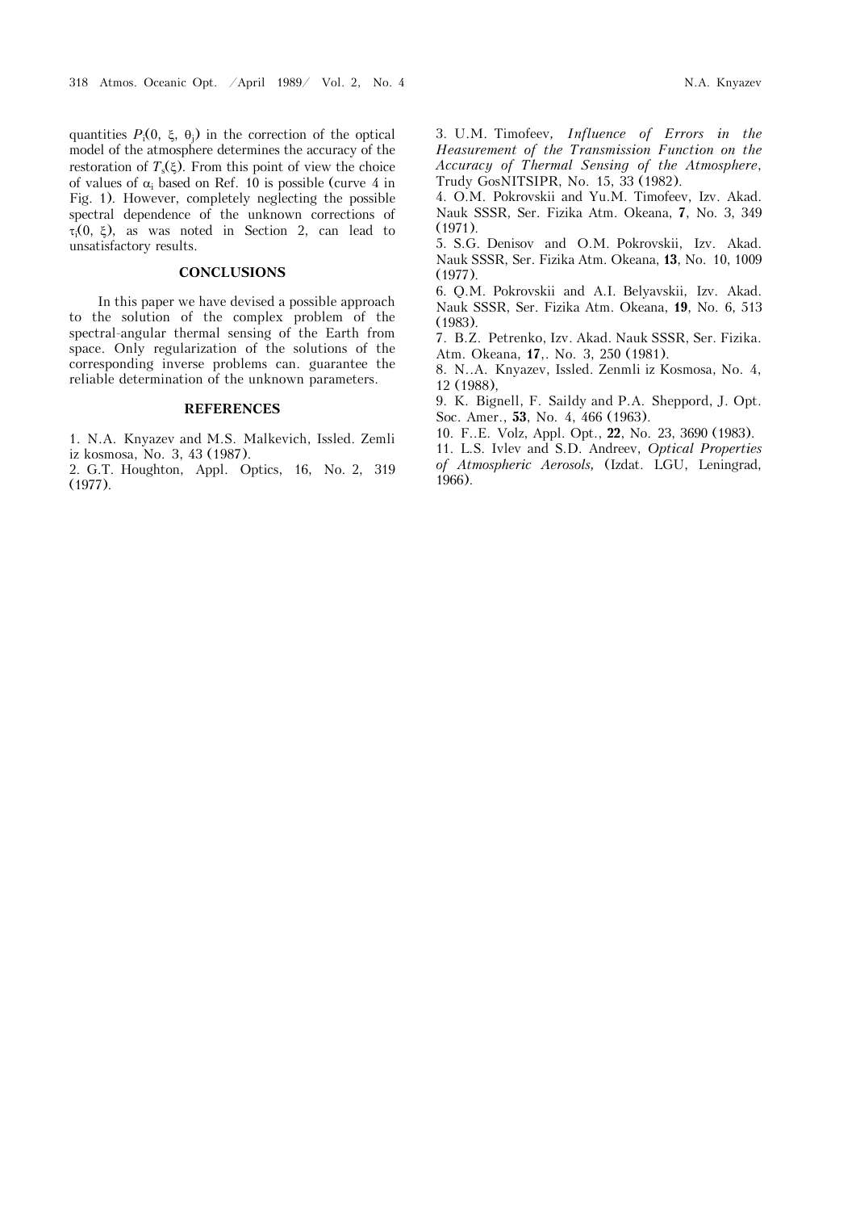quantities $P_i(0, \xi, \theta_j)$ in the correction of the optical model of the atmosphere determines the accuracy of the restoration of $T_s(\xi)$. From this point of view the choice of values of $\alpha_i$ based on Ref. 10 is possible (curve 4 in Fig. 1). However, completely neglecting the possible spectral dependence of the unknown corrections of $\tau_i(0, \xi)$, as was noted in Section 2, can lead to unsatisfactory results.

## CONCLUSIONS

In this paper we have devised a possible approach to the solution of the complex problem of the spectral-angular thermal sensing of the Earth from space. Only regularization of the solutions of the corresponding inverse problems can. guarantee the reliable determination of the unknown parameters.

## REFERENCES

1. N.A. Knyazev and M.S. Malkevich, Issled. Zemli iz kosmosa, No. 3, 43 (1987).
2. G.T. Houghton, Appl. Optics, 16, No. 2, 319 (1977).
3. U.M. Timofeev, *Influence of Errors in the Heasurement of the Transmission Function on the Accuracy of Thermal Sensing of the Atmosphere*, Trudy GosNITSIPR, No. 15, 33 (1982).
4. O.M. Pokrovskii and Yu.M. Timofeev, Izv. Akad. Nauk SSSR, Ser. Fizika Atm. Okeana, **7**, No. 3, 349 (1971).
5. S.G. Denisov and O.M. Pokrovskii, Izv. Akad. Nauk SSSR, Ser. Fizika Atm. Okeana, **13**, No. 10, 1009 (1977).
6. Q.M. Pokrovskii and A.I. Belyavskii, Izv. Akad. Nauk SSSR, Ser. Fizika Atm. Okeana, **19**, No. 6, 513 (1983).
7. B.Z. Petrenko, Izv. Akad. Nauk SSSR, Ser. Fizika. Atm. Okeana, **17**,. No. 3, 250 (1981).
8. N..A. Knyazev, Issled. Zenmli iz Kosmosa, No. 4, 12 (1988),
9. K. Bignell, F. Saildy and P.A. Sheppord, J. Opt. Soc. Amer., **53**, No. 4, 466 (1963).
10. F..E. Volz, Appl. Opt., **22**, No. 23, 3690 (1983).
11. L.S. Ivlev and S.D. Andreev, *Optical Properties of Atmospheric Aerosols,* (Izdat. LGU, Leningrad, 1966).